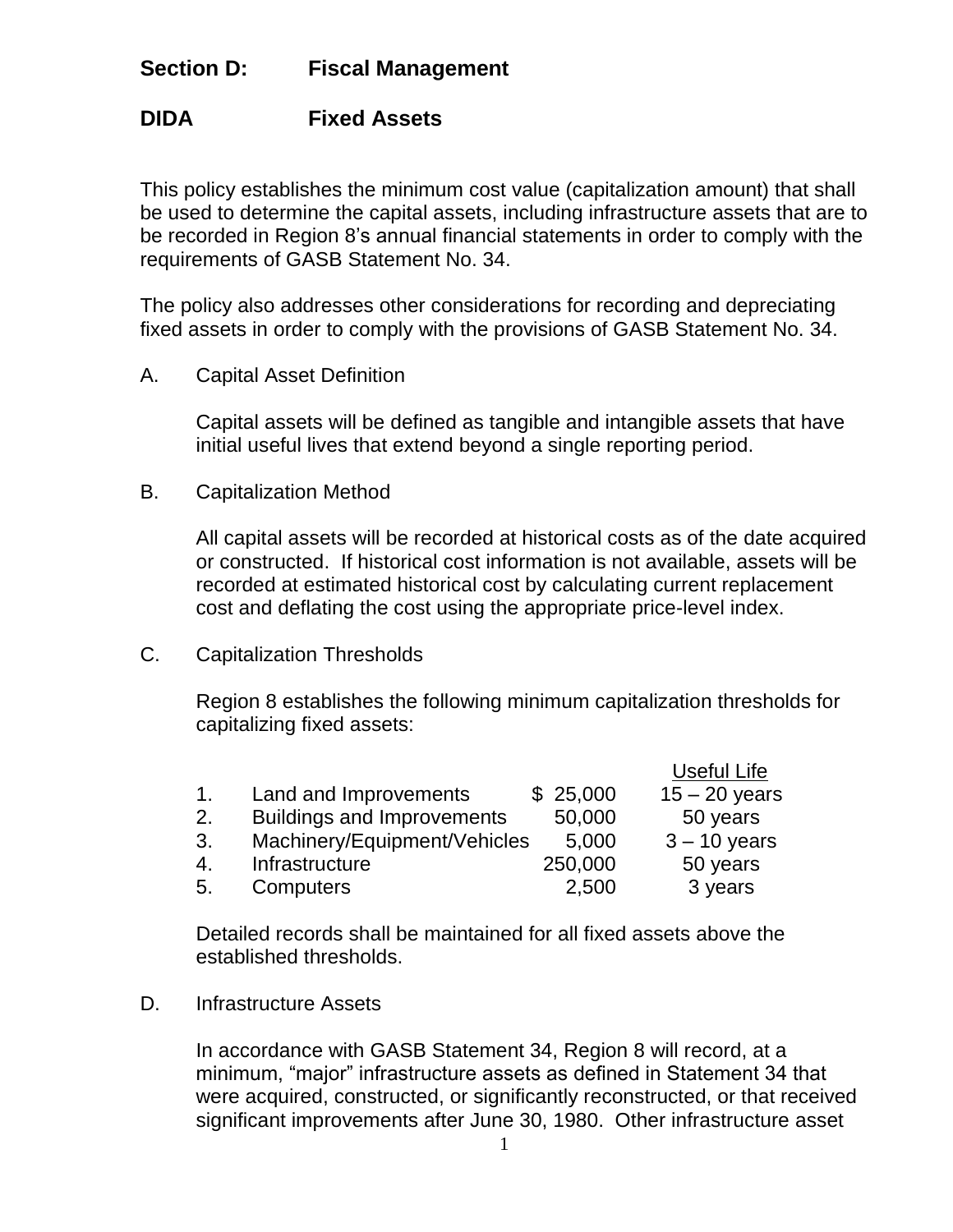## Section D: Fiscal Management

## DIDA Fixed Assets

This policy establishes the minimum cost value (capitalization amount) that shall be used to determine the capital assets, including infrastructure assets that are to be recorded in Region 8's annual financial statements in order to comply with the requirements of GASB Statement No. 34.

The policy also addresses other considerations for recording and depreciating fixed assets in order to comply with the provisions of GASB Statement No. 34.

A. Capital Asset Definition

Capital assets will be defined as tangible and intangible assets that have initial useful lives that extend beyond a single reporting period.

B. Capitalization Method

All capital assets will be recorded at historical costs as of the date acquired or constructed. If historical cost information is not available, assets will be recorded at estimated historical cost by calculating current replacement cost and deflating the cost using the appropriate price-level index.

C. Capitalization Thresholds

Region 8 establishes the following minimum capitalization thresholds for capitalizing fixed assets:

| | | | Useful Life |
|---|---|---|---|
| 1. | Land and Improvements | $ 25,000 | 15 – 20 years |
| 2. | Buildings and Improvements | 50,000 | 50 years |
| 3. | Machinery/Equipment/Vehicles | 5,000 | 3 – 10 years |
| 4. | Infrastructure | 250,000 | 50 years |
| 5. | Computers | 2,500 | 3 years |

Detailed records shall be maintained for all fixed assets above the established thresholds.

D. Infrastructure Assets

In accordance with GASB Statement 34, Region 8 will record, at a minimum, "major" infrastructure assets as defined in Statement 34 that were acquired, constructed, or significantly reconstructed, or that received significant improvements after June 30, 1980. Other infrastructure asset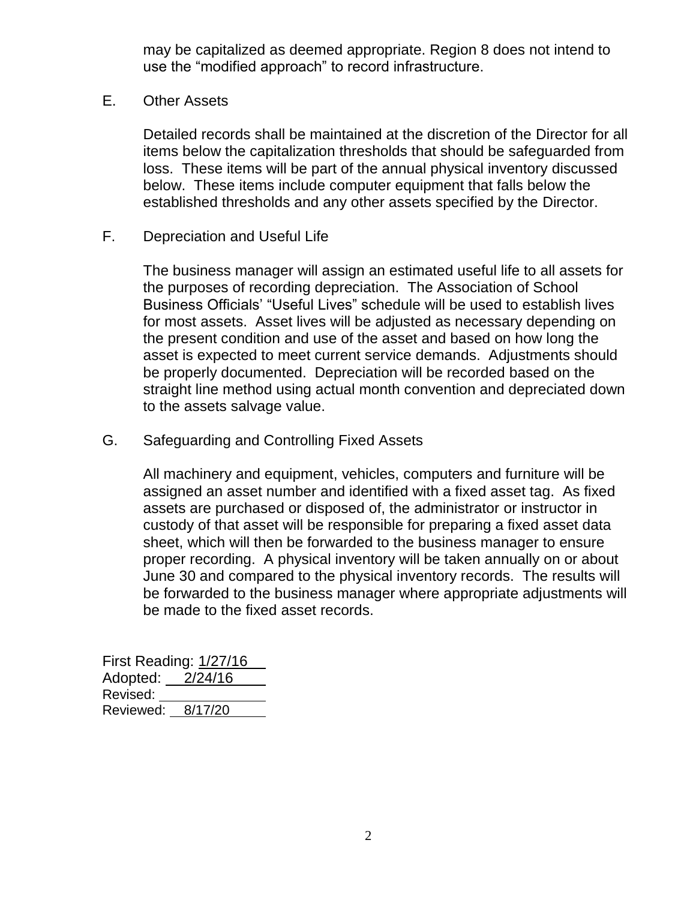may be capitalized as deemed appropriate. Region 8 does not intend to use the “modified approach” to record infrastructure.

E. Other Assets

Detailed records shall be maintained at the discretion of the Director for all items below the capitalization thresholds that should be safeguarded from loss. These items will be part of the annual physical inventory discussed below. These items include computer equipment that falls below the established thresholds and any other assets specified by the Director.

F. Depreciation and Useful Life

The business manager will assign an estimated useful life to all assets for the purposes of recording depreciation. The Association of School Business Officials’ “Useful Lives” schedule will be used to establish lives for most assets. Asset lives will be adjusted as necessary depending on the present condition and use of the asset and based on how long the asset is expected to meet current service demands. Adjustments should be properly documented. Depreciation will be recorded based on the straight line method using actual month convention and depreciated down to the assets salvage value.

G. Safeguarding and Controlling Fixed Assets

All machinery and equipment, vehicles, computers and furniture will be assigned an asset number and identified with a fixed asset tag. As fixed assets are purchased or disposed of, the administrator or instructor in custody of that asset will be responsible for preparing a fixed asset data sheet, which will then be forwarded to the business manager to ensure proper recording. A physical inventory will be taken annually on or about June 30 and compared to the physical inventory records. The results will be forwarded to the business manager where appropriate adjustments will be made to the fixed asset records.

First Reading: 1/27/16
Adopted: 2/24/16
Revised:
Reviewed: 8/17/20